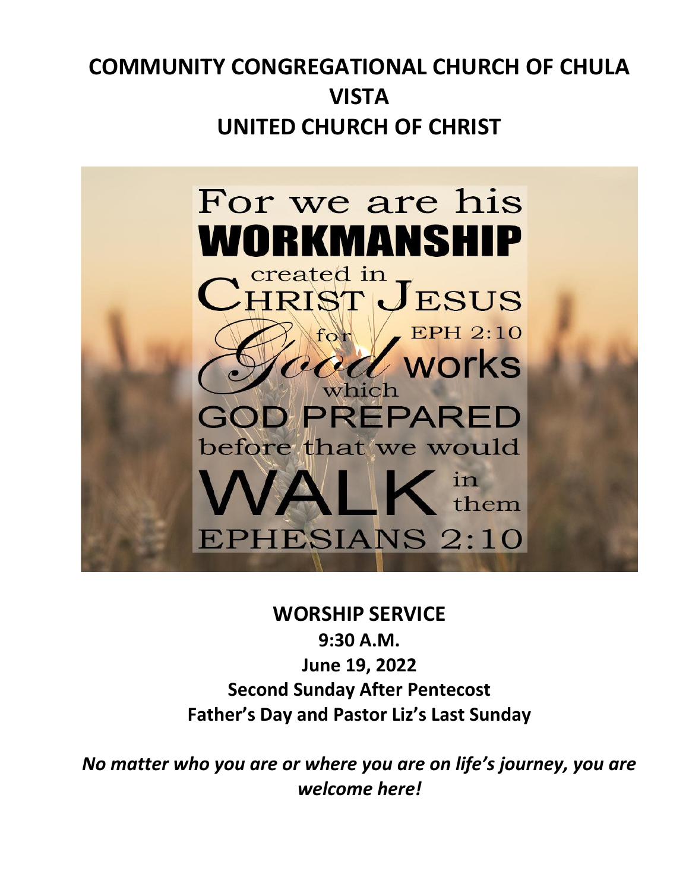# COMMUNITY CONGREGATIONAL CHURCH OF CHULA VISTA
# UNITED CHURCH OF CHRIST

For we are his WORKMANSHIP created in CHRIST JESUS for Good works which GOD PREPARED before that we would WALK in them EPH 2:10

EPHESIANS 2:10

**WORSHIP SERVICE**

**9:30 A.M.**

**June 19, 2022**

**Second Sunday After Pentecost**

**Father's Day and Pastor Liz's Last Sunday**

***No matter who you are or where you are on life's journey, you are welcome here!***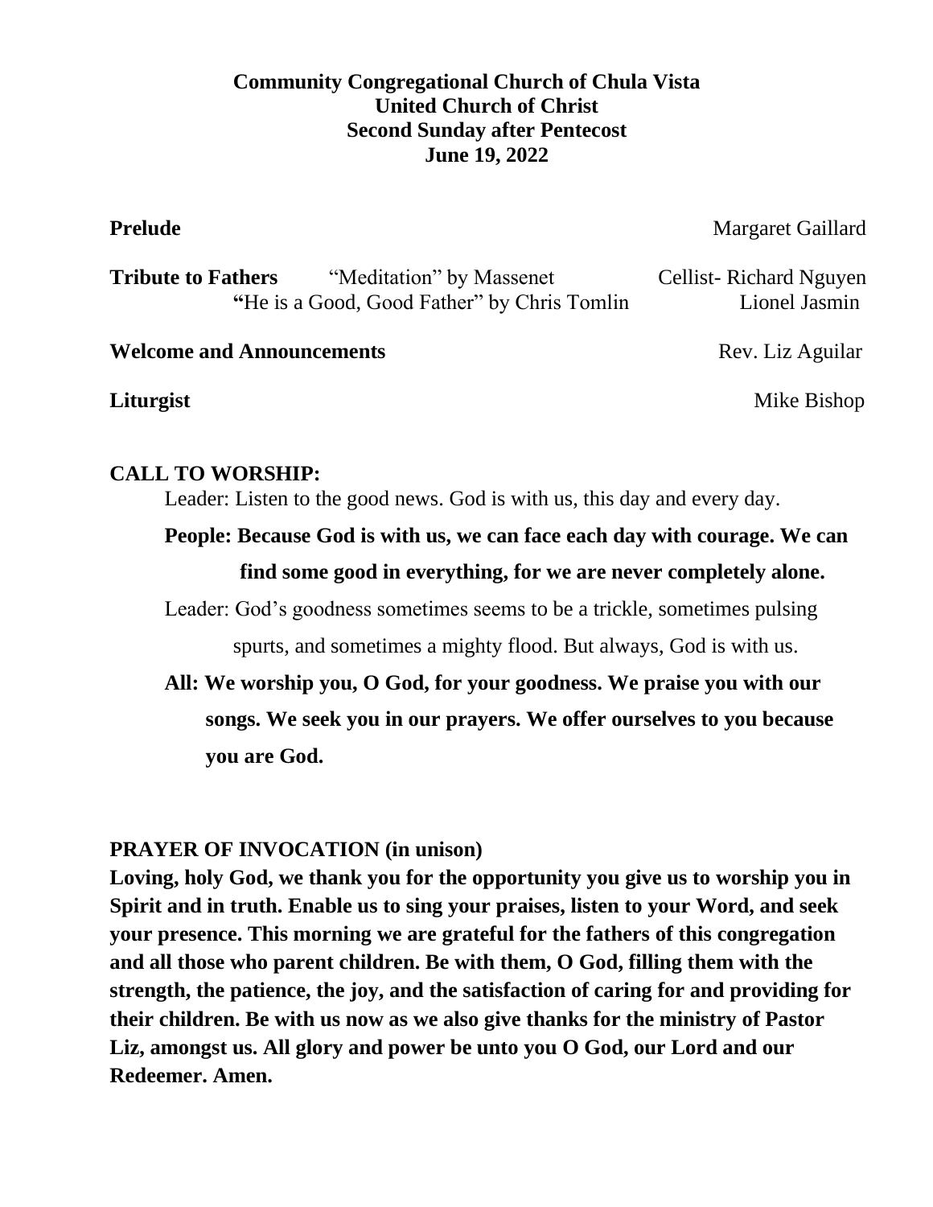**Community Congregational Church of Chula Vista**
**United Church of Christ**
**Second Sunday after Pentecost**
**June 19, 2022**

**Prelude** Margaret Gaillard

**Tribute to Fathers** "Meditation" by Massenet — Cellist- Richard Nguyen
"He is a Good, Good Father" by Chris Tomlin — Lionel Jasmin

**Welcome and Announcements** Rev. Liz Aguilar

**Liturgist** Mike Bishop

**CALL TO WORSHIP:**

Leader: Listen to the good news. God is with us, this day and every day.

**People: Because God is with us, we can face each day with courage. We can find some good in everything, for we are never completely alone.**

Leader: God's goodness sometimes seems to be a trickle, sometimes pulsing spurts, and sometimes a mighty flood. But always, God is with us.

**All: We worship you, O God, for your goodness. We praise you with our songs. We seek you in our prayers. We offer ourselves to you because you are God.**

**PRAYER OF INVOCATION (in unison)**

**Loving, holy God, we thank you for the opportunity you give us to worship you in Spirit and in truth. Enable us to sing your praises, listen to your Word, and seek your presence. This morning we are grateful for the fathers of this congregation and all those who parent children. Be with them, O God, filling them with the strength, the patience, the joy, and the satisfaction of caring for and providing for their children. Be with us now as we also give thanks for the ministry of Pastor Liz, amongst us. All glory and power be unto you O God, our Lord and our Redeemer. Amen.**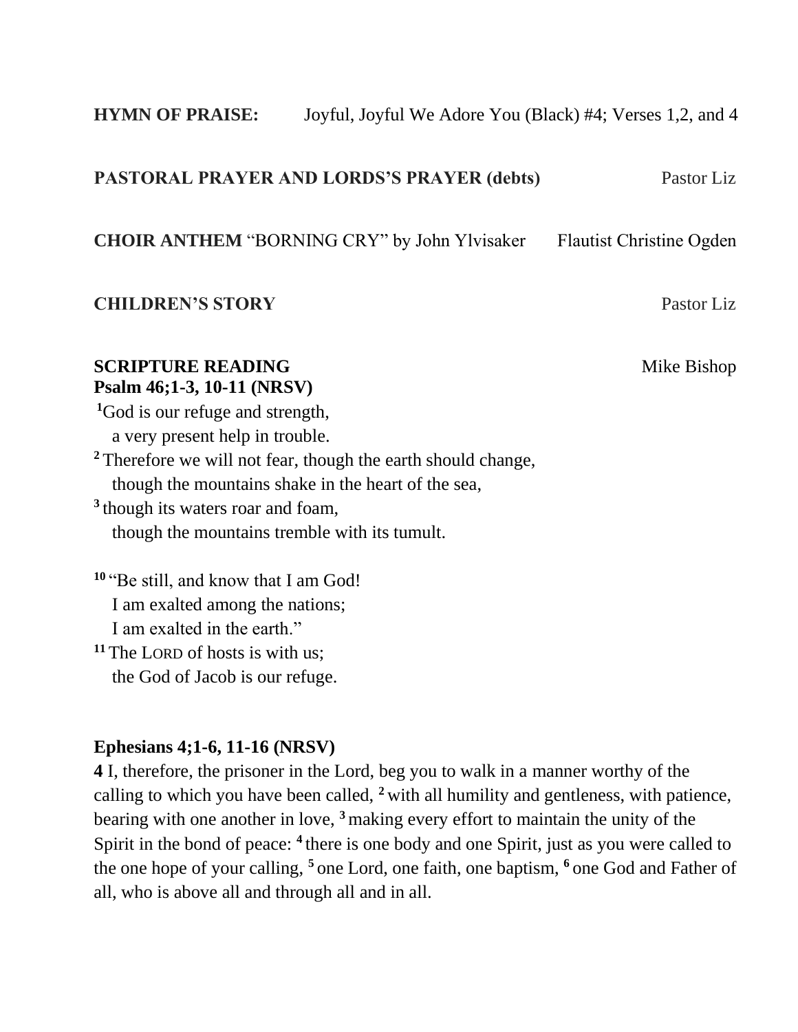**HYMN OF PRAISE:** Joyful, Joyful We Adore You (Black) #4; Verses 1,2, and 4

**PASTORAL PRAYER AND LORDS'S PRAYER (debts)** Pastor Liz

**CHOIR ANTHEM** "BORNING CRY" by John Ylvisaker Flautist Christine Ogden

**CHILDREN'S STORY** Pastor Liz

**SCRIPTURE READING** Mike Bishop
**Psalm 46;1-3, 10-11 (NRSV)**

[1]God is our refuge and strength,
a very present help in trouble.
[2] Therefore we will not fear, though the earth should change,
though the mountains shake in the heart of the sea,
[3] though its waters roar and foam,
though the mountains tremble with its tumult.

[10] "Be still, and know that I am God!
I am exalted among the nations;
I am exalted in the earth."
[11] The LORD of hosts is with us;
the God of Jacob is our refuge.

**Ephesians 4;1-6, 11-16 (NRSV)**

**4** I, therefore, the prisoner in the Lord, beg you to walk in a manner worthy of the calling to which you have been called, [2] with all humility and gentleness, with patience, bearing with one another in love, [3] making every effort to maintain the unity of the Spirit in the bond of peace: [4] there is one body and one Spirit, just as you were called to the one hope of your calling, [5] one Lord, one faith, one baptism, [6] one God and Father of all, who is above all and through all and in all.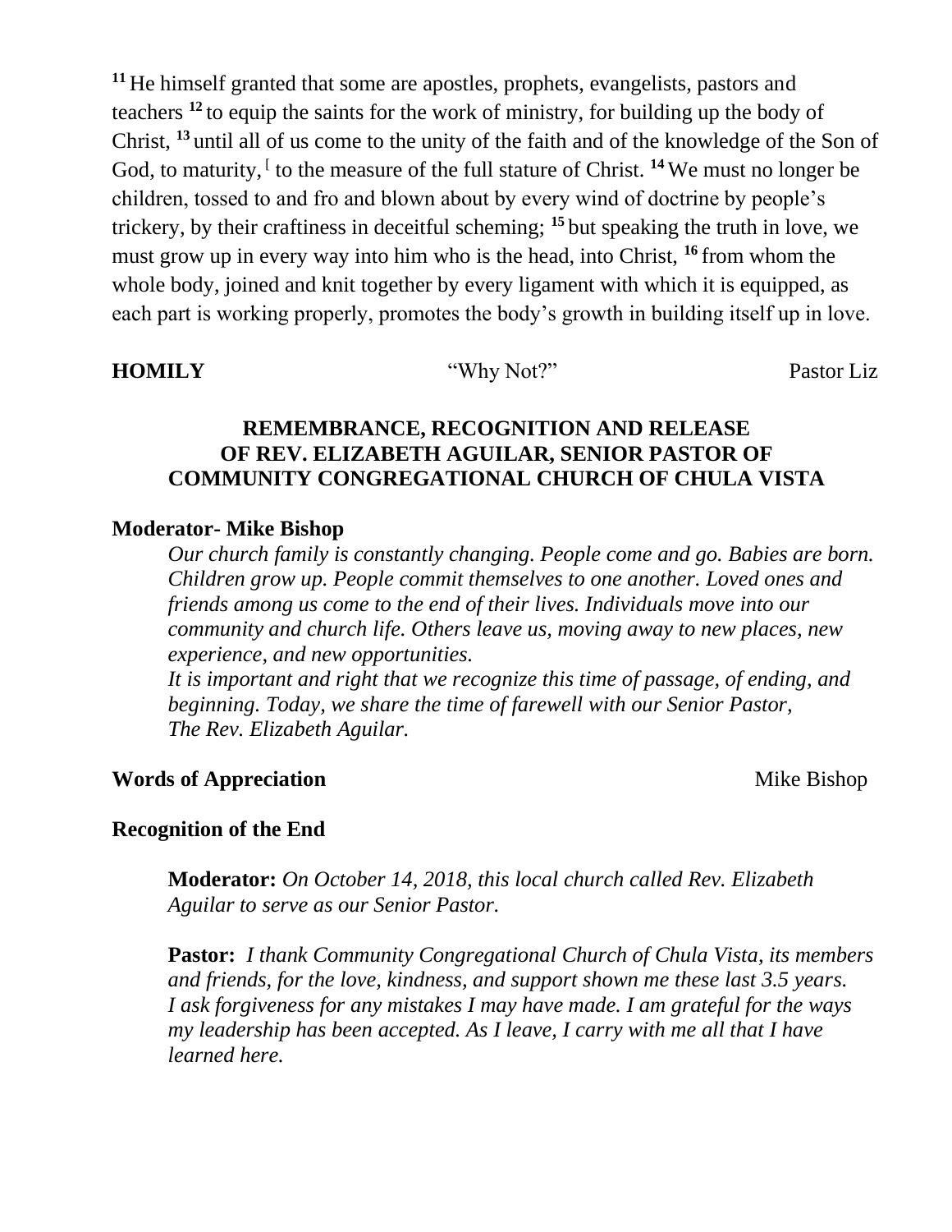[11] He himself granted that some are apostles, prophets, evangelists, pastors and teachers [12] to equip the saints for the work of ministry, for building up the body of Christ, [13] until all of us come to the unity of the faith and of the knowledge of the Son of God, to maturity,[ to the measure of the full stature of Christ. [14] We must no longer be children, tossed to and fro and blown about by every wind of doctrine by people's trickery, by their craftiness in deceitful scheming; [15] but speaking the truth in love, we must grow up in every way into him who is the head, into Christ, [16] from whom the whole body, joined and knit together by every ligament with which it is equipped, as each part is working properly, promotes the body's growth in building itself up in love.

**HOMILY** "Why Not?" Pastor Liz

**REMEMBRANCE, RECOGNITION AND RELEASE OF REV. ELIZABETH AGUILAR, SENIOR PASTOR OF COMMUNITY CONGREGATIONAL CHURCH OF CHULA VISTA**

**Moderator- Mike Bishop**

*Our church family is constantly changing. People come and go. Babies are born. Children grow up. People commit themselves to one another. Loved ones and friends among us come to the end of their lives. Individuals move into our community and church life. Others leave us, moving away to new places, new experience, and new opportunities.*

*It is important and right that we recognize this time of passage, of ending, and beginning. Today, we share the time of farewell with our Senior Pastor, The Rev. Elizabeth Aguilar.*

**Words of Appreciation** Mike Bishop

**Recognition of the End**

**Moderator:** *On October 14, 2018, this local church called Rev. Elizabeth Aguilar to serve as our Senior Pastor.*

**Pastor:** *I thank Community Congregational Church of Chula Vista, its members and friends, for the love, kindness, and support shown me these last 3.5 years. I ask forgiveness for any mistakes I may have made. I am grateful for the ways my leadership has been accepted. As I leave, I carry with me all that I have learned here.*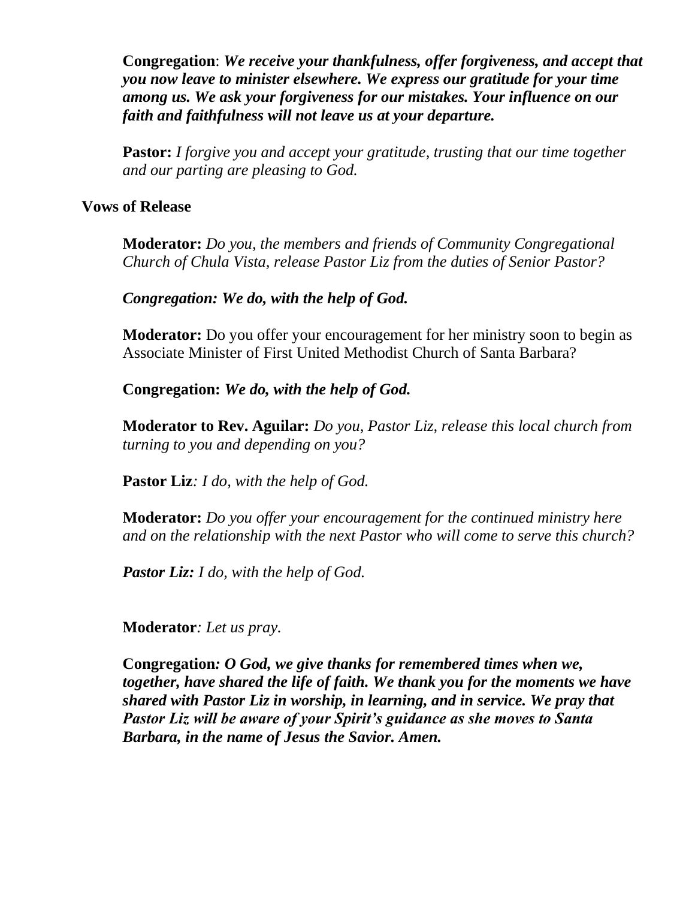**Congregation**: ***We receive your thankfulness, offer forgiveness, and accept that you now leave to minister elsewhere. We express our gratitude for your time among us. We ask your forgiveness for our mistakes. Your influence on our faith and faithfulness will not leave us at your departure.***

**Pastor:** *I forgive you and accept your gratitude, trusting that our time together and our parting are pleasing to God.*

**Vows of Release**

**Moderator:** *Do you, the members and friends of Community Congregational Church of Chula Vista, release Pastor Liz from the duties of Senior Pastor?*

***Congregation: We do, with the help of God.***

**Moderator:** Do you offer your encouragement for her ministry soon to begin as Associate Minister of First United Methodist Church of Santa Barbara?

**Congregation:** ***We do, with the help of God.***

**Moderator to Rev. Aguilar:** *Do you, Pastor Liz, release this local church from turning to you and depending on you?*

**Pastor Liz***: I do, with the help of God.*

**Moderator:** *Do you offer your encouragement for the continued ministry here and on the relationship with the next Pastor who will come to serve this church?*

***Pastor Liz:*** *I do, with the help of God.*

**Moderator***: Let us pray.*

**Congregation***: **O God, we give thanks for remembered times when we, together, have shared the life of faith. We thank you for the moments we have shared with Pastor Liz in worship, in learning, and in service. We pray that Pastor Liz will be aware of your Spirit's guidance as she moves to Santa Barbara, in the name of Jesus the Savior. Amen.***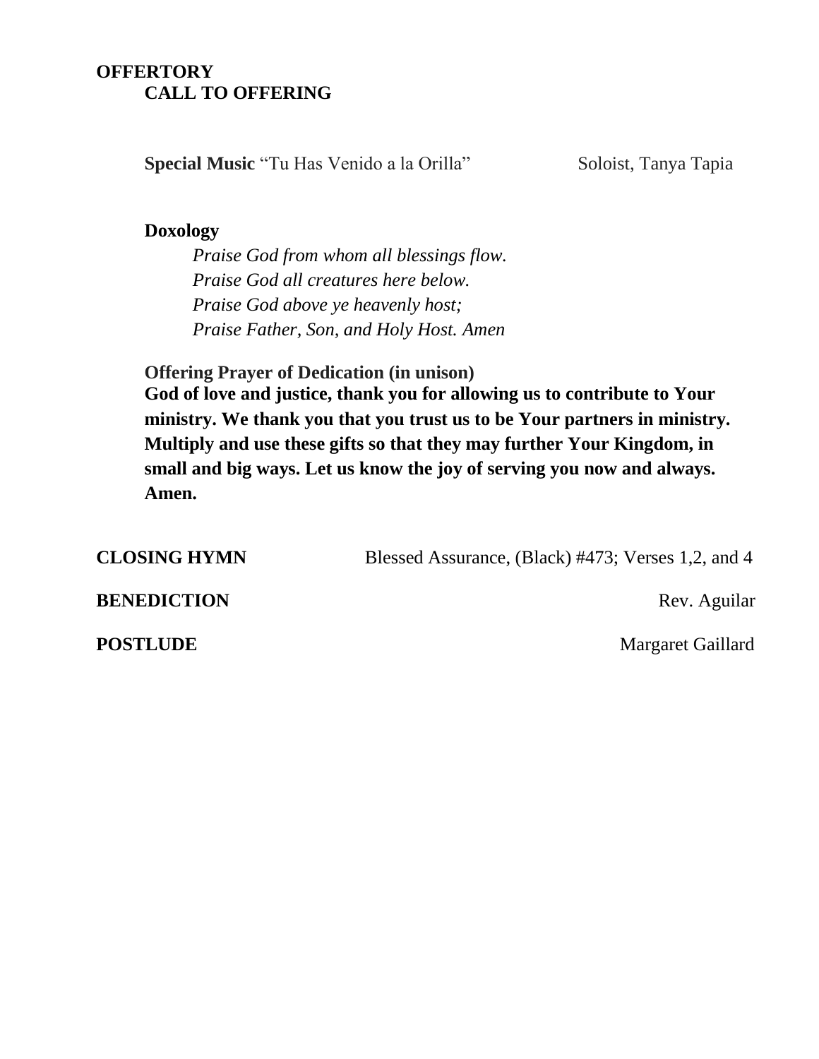**OFFERTORY**

**CALL TO OFFERING**

**Special Music** "Tu Has Venido a la Orilla" Soloist, Tanya Tapia

**Doxology**

*Praise God from whom all blessings flow.*
*Praise God all creatures here below.*
*Praise God above ye heavenly host;*
*Praise Father, Son, and Holy Host. Amen*

**Offering Prayer of Dedication (in unison)**

**God of love and justice, thank you for allowing us to contribute to Your ministry. We thank you that you trust us to be Your partners in ministry. Multiply and use these gifts so that they may further Your Kingdom, in small and big ways. Let us know the joy of serving you now and always. Amen.**

**CLOSING HYMN** Blessed Assurance, (Black) #473; Verses 1,2, and 4

**BENEDICTION** Rev. Aguilar

**POSTLUDE** Margaret Gaillard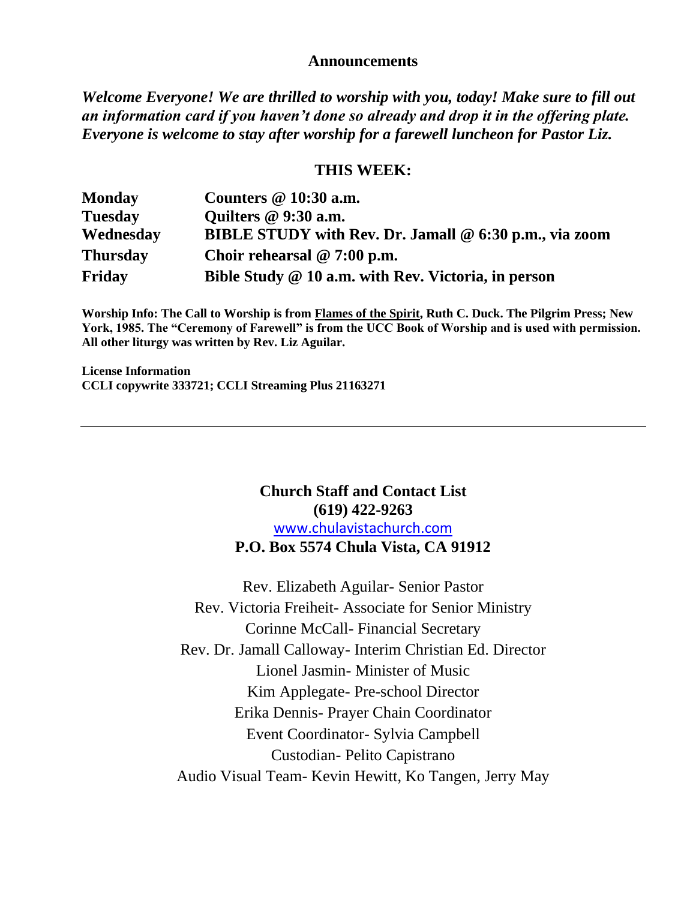## Announcements

***Welcome Everyone! We are thrilled to worship with you, today! Make sure to fill out an information card if you haven't done so already and drop it in the offering plate. Everyone is welcome to stay after worship for a farewell luncheon for Pastor Liz.***

### THIS WEEK:

| | |
|---|---|
| **Monday** | **Counters @ 10:30 a.m.** |
| **Tuesday** | **Quilters @ 9:30 a.m.** |
| **Wednesday** | **BIBLE STUDY with Rev. Dr. Jamall @ 6:30 p.m., via zoom** |
| **Thursday** | **Choir rehearsal @ 7:00 p.m.** |
| **Friday** | **Bible Study @ 10 a.m. with Rev. Victoria, in person** |

**Worship Info: The Call to Worship is from Flames of the Spirit, Ruth C. Duck. The Pilgrim Press; New York, 1985. The "Ceremony of Farewell" is from the UCC Book of Worship and is used with permission. All other liturgy was written by Rev. Liz Aguilar.**

**License Information**
**CCLI copywrite 333721; CCLI Streaming Plus 21163271**

---

**Church Staff and Contact List**
**(619) 422-9263**
www.chulavistachurch.com
**P.O. Box 5574 Chula Vista, CA 91912**

Rev. Elizabeth Aguilar- Senior Pastor
Rev. Victoria Freiheit- Associate for Senior Ministry
Corinne McCall- Financial Secretary
Rev. Dr. Jamall Calloway- Interim Christian Ed. Director
Lionel Jasmin- Minister of Music
Kim Applegate- Pre-school Director
Erika Dennis- Prayer Chain Coordinator
Event Coordinator- Sylvia Campbell
Custodian- Pelito Capistrano
Audio Visual Team- Kevin Hewitt, Ko Tangen, Jerry May